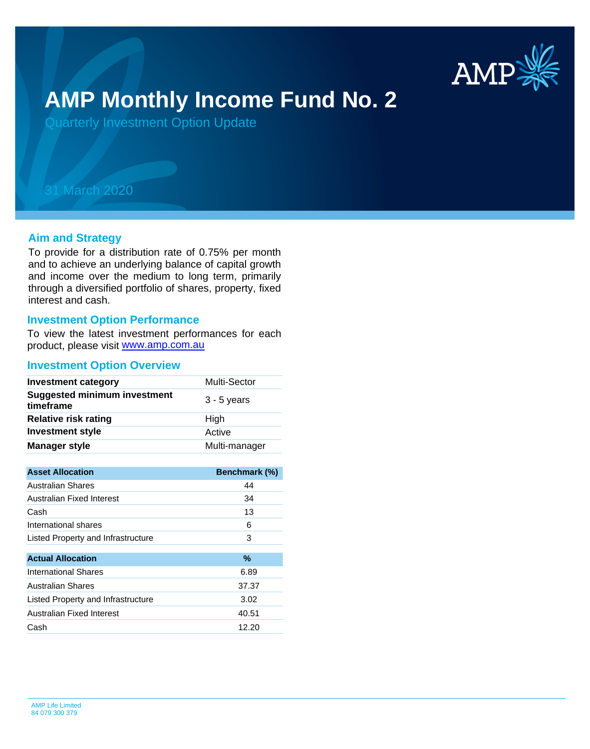# AMP Monthly Income Fund No. 2

## Quarterly Investment Option Update

31 March 2020

### Aim and Strategy

To provide for a distribution rate of 0.75% per month and to achieve an underlying balance of capital growth and income over the medium to long term, primarily through a diversified portfolio of shares, property, fixed interest and cash.

### Investment Option Performance

To view the latest investment performances for each product, please visit www.amp.com.au

### Investment Option Overview

| | |
|---|---|
| **Investment category** | Multi-Sector |
| **Suggested minimum investment timeframe** | 3 - 5 years |
| **Relative risk rating** | High |
| **Investment style** | Active |
| **Manager style** | Multi-manager |

| Asset Allocation | Benchmark (%) |
|---|---|
| Australian Shares | 44 |
| Australian Fixed Interest | 34 |
| Cash | 13 |
| International shares | 6 |
| Listed Property and Infrastructure | 3 |

| Actual Allocation | % |
|---|---|
| International Shares | 6.89 |
| Australian Shares | 37.37 |
| Listed Property and Infrastructure | 3.02 |
| Australian Fixed Interest | 40.51 |
| Cash | 12.20 |

AMP Life Limited
84 079 300 379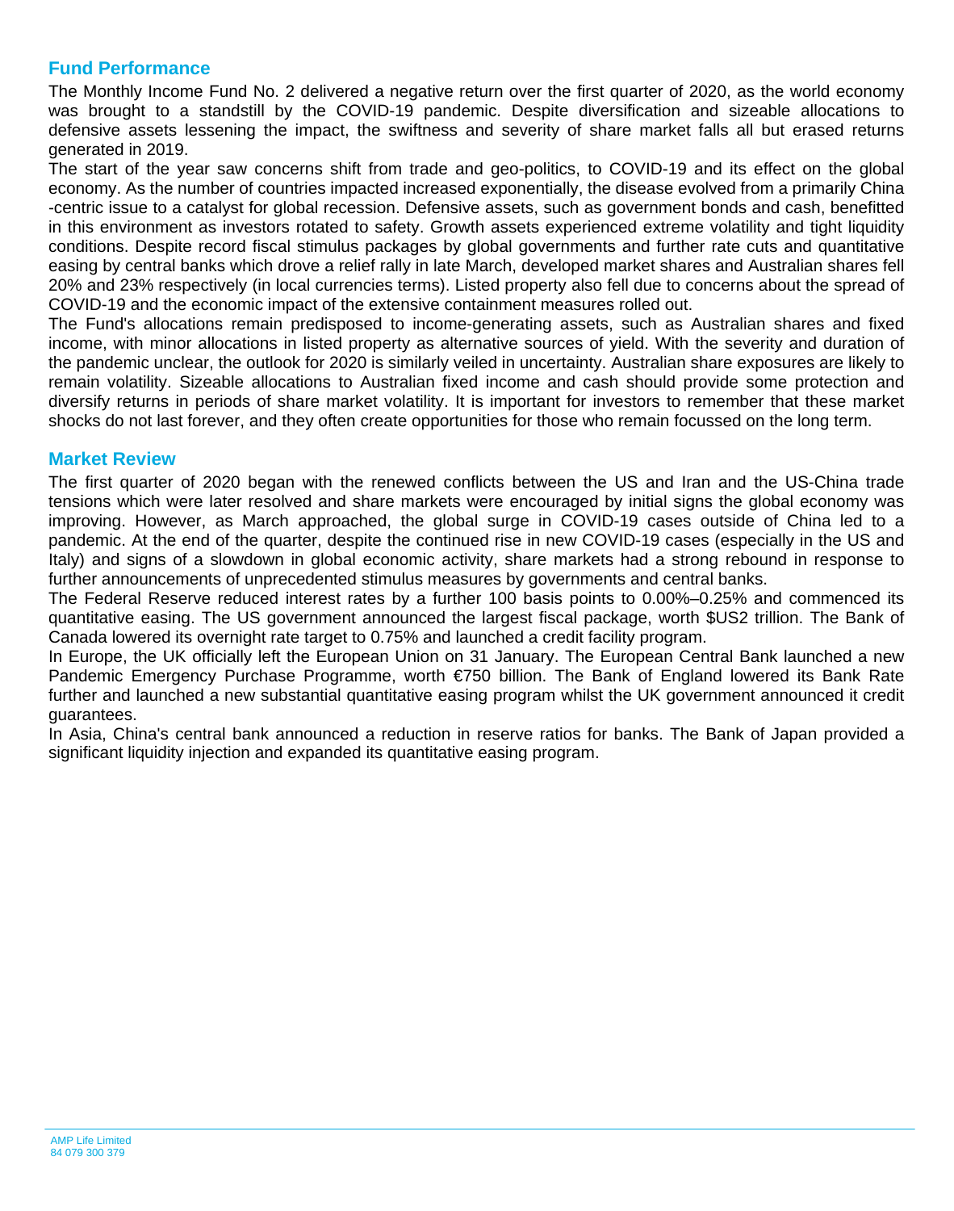## Fund Performance

The Monthly Income Fund No. 2 delivered a negative return over the first quarter of 2020, as the world economy was brought to a standstill by the COVID-19 pandemic. Despite diversification and sizeable allocations to defensive assets lessening the impact, the swiftness and severity of share market falls all but erased returns generated in 2019.

The start of the year saw concerns shift from trade and geo-politics, to COVID-19 and its effect on the global economy. As the number of countries impacted increased exponentially, the disease evolved from a primarily China -centric issue to a catalyst for global recession. Defensive assets, such as government bonds and cash, benefitted in this environment as investors rotated to safety. Growth assets experienced extreme volatility and tight liquidity conditions. Despite record fiscal stimulus packages by global governments and further rate cuts and quantitative easing by central banks which drove a relief rally in late March, developed market shares and Australian shares fell 20% and 23% respectively (in local currencies terms). Listed property also fell due to concerns about the spread of COVID-19 and the economic impact of the extensive containment measures rolled out.

The Fund's allocations remain predisposed to income-generating assets, such as Australian shares and fixed income, with minor allocations in listed property as alternative sources of yield. With the severity and duration of the pandemic unclear, the outlook for 2020 is similarly veiled in uncertainty. Australian share exposures are likely to remain volatility. Sizeable allocations to Australian fixed income and cash should provide some protection and diversify returns in periods of share market volatility. It is important for investors to remember that these market shocks do not last forever, and they often create opportunities for those who remain focussed on the long term.

## Market Review

The first quarter of 2020 began with the renewed conflicts between the US and Iran and the US-China trade tensions which were later resolved and share markets were encouraged by initial signs the global economy was improving. However, as March approached, the global surge in COVID-19 cases outside of China led to a pandemic. At the end of the quarter, despite the continued rise in new COVID-19 cases (especially in the US and Italy) and signs of a slowdown in global economic activity, share markets had a strong rebound in response to further announcements of unprecedented stimulus measures by governments and central banks.

The Federal Reserve reduced interest rates by a further 100 basis points to 0.00%–0.25% and commenced its quantitative easing. The US government announced the largest fiscal package, worth $US2 trillion. The Bank of Canada lowered its overnight rate target to 0.75% and launched a credit facility program.

In Europe, the UK officially left the European Union on 31 January. The European Central Bank launched a new Pandemic Emergency Purchase Programme, worth €750 billion. The Bank of England lowered its Bank Rate further and launched a new substantial quantitative easing program whilst the UK government announced it credit guarantees.

In Asia, China's central bank announced a reduction in reserve ratios for banks. The Bank of Japan provided a significant liquidity injection and expanded its quantitative easing program.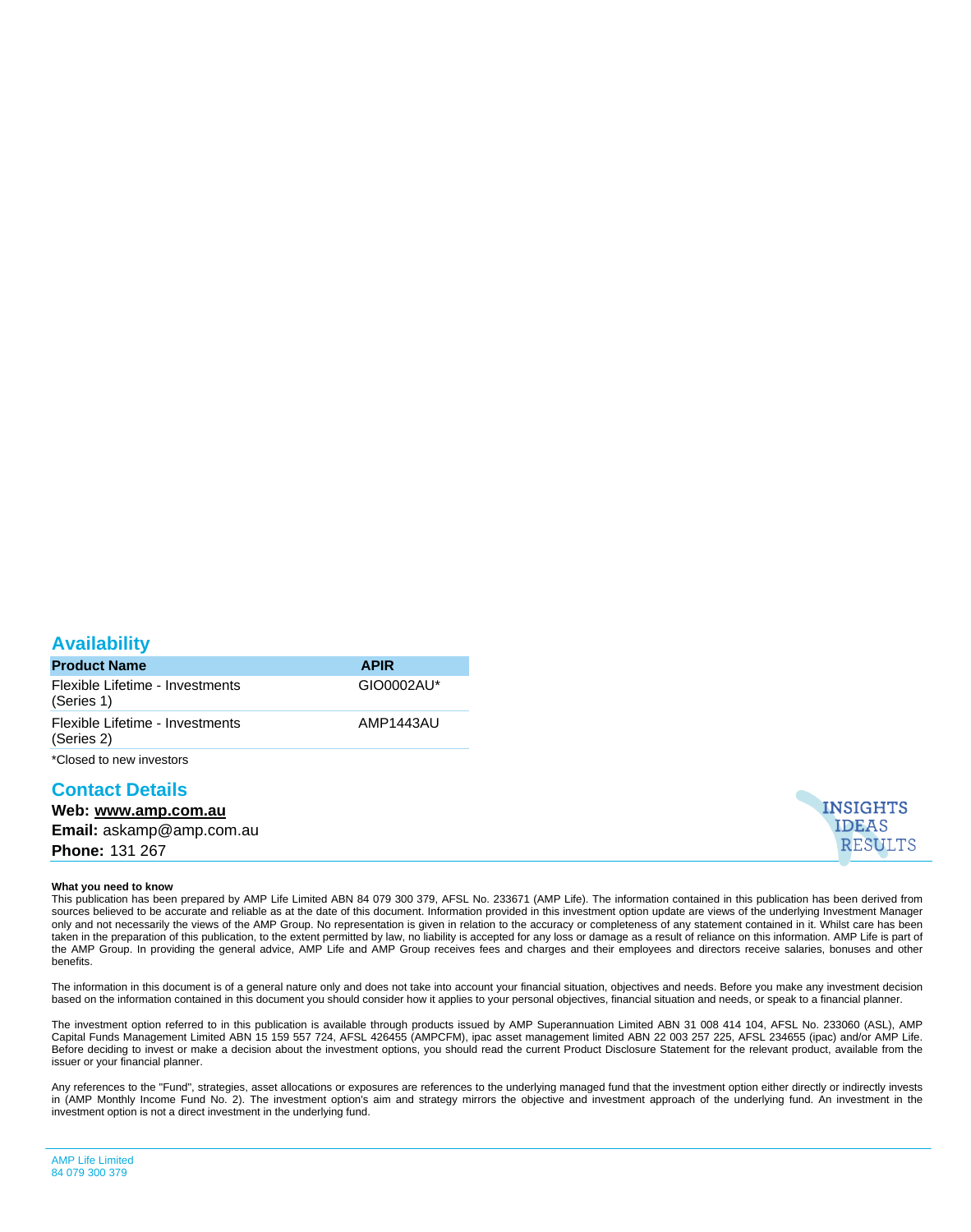## Availability

| Product Name | APIR |
|---|---|
| Flexible Lifetime - Investments (Series 1) | GIO0002AU* |
| Flexible Lifetime - Investments (Series 2) | AMP1443AU |

*Closed to new investors

## Contact Details

**Web: www.amp.com.au**
**Email:** askamp@amp.com.au
**Phone:** 131 267

INSIGHTS
IDEAS
RESULTS

**What you need to know**

This publication has been prepared by AMP Life Limited ABN 84 079 300 379, AFSL No. 233671 (AMP Life). The information contained in this publication has been derived from sources believed to be accurate and reliable as at the date of this document. Information provided in this investment option update are views of the underlying Investment Manager only and not necessarily the views of the AMP Group. No representation is given in relation to the accuracy or completeness of any statement contained in it. Whilst care has been taken in the preparation of this publication, to the extent permitted by law, no liability is accepted for any loss or damage as a result of reliance on this information. AMP Life is part of the AMP Group. In providing the general advice, AMP Life and AMP Group receives fees and charges and their employees and directors receive salaries, bonuses and other benefits.

The information in this document is of a general nature only and does not take into account your financial situation, objectives and needs. Before you make any investment decision based on the information contained in this document you should consider how it applies to your personal objectives, financial situation and needs, or speak to a financial planner.

The investment option referred to in this publication is available through products issued by AMP Superannuation Limited ABN 31 008 414 104, AFSL No. 233060 (ASL), AMP Capital Funds Management Limited ABN 15 159 557 724, AFSL 426455 (AMPCFM), ipac asset management limited ABN 22 003 257 225, AFSL 234655 (ipac) and/or AMP Life. Before deciding to invest or make a decision about the investment options, you should read the current Product Disclosure Statement for the relevant product, available from the issuer or your financial planner.

Any references to the "Fund", strategies, asset allocations or exposures are references to the underlying managed fund that the investment option either directly or indirectly invests in (AMP Monthly Income Fund No. 2). The investment option's aim and strategy mirrors the objective and investment approach of the underlying fund. An investment in the investment option is not a direct investment in the underlying fund.

AMP Life Limited
84 079 300 379